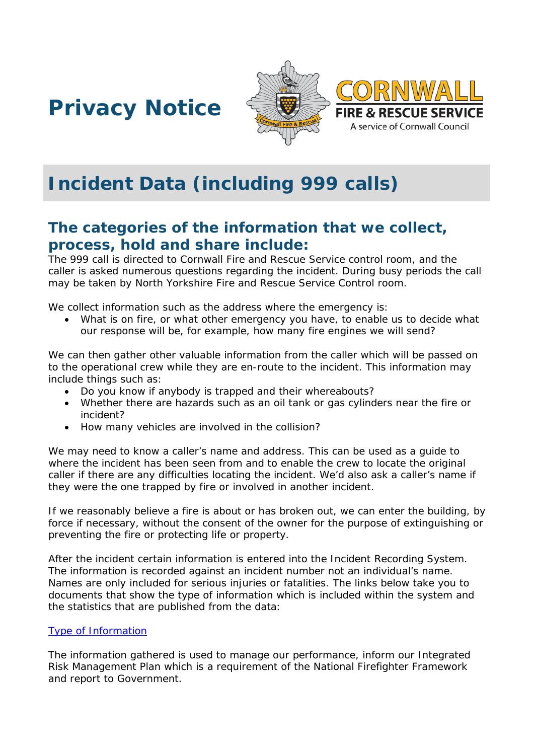# Privacy Notice

CORNWALL FIRE & RESCUE SERVICE
A service of Cornwall Council

## Incident Data (including 999 calls)

### The categories of the information that we collect, process, hold and share include:

The 999 call is directed to Cornwall Fire and Rescue Service control room, and the caller is asked numerous questions regarding the incident. During busy periods the call may be taken by North Yorkshire Fire and Rescue Service Control room.

We collect information such as the address where the emergency is:

- What is on fire, or what other emergency you have, to enable us to decide what our response will be, for example, how many fire engines we will send?

We can then gather other valuable information from the caller which will be passed on to the operational crew while they are en-route to the incident. This information may include things such as:

- Do you know if anybody is trapped and their whereabouts?
- Whether there are hazards such as an oil tank or gas cylinders near the fire or incident?
- How many vehicles are involved in the collision?

We may need to know a caller's name and address. This can be used as a guide to where the incident has been seen from and to enable the crew to locate the original caller if there are any difficulties locating the incident. We'd also ask a caller's name if they were the one trapped by fire or involved in another incident.

If we reasonably believe a fire is about or has broken out, we can enter the building, by force if necessary, without the consent of the owner for the purpose of extinguishing or preventing the fire or protecting life or property.

After the incident certain information is entered into the Incident Recording System. The information is recorded against an incident number not an individual's name. Names are only included for serious injuries or fatalities. The links below take you to documents that show the type of information which is included within the system and the statistics that are published from the data:

[Type of Information]

The information gathered is used to manage our performance, inform our Integrated Risk Management Plan which is a requirement of the National Firefighter Framework and report to Government.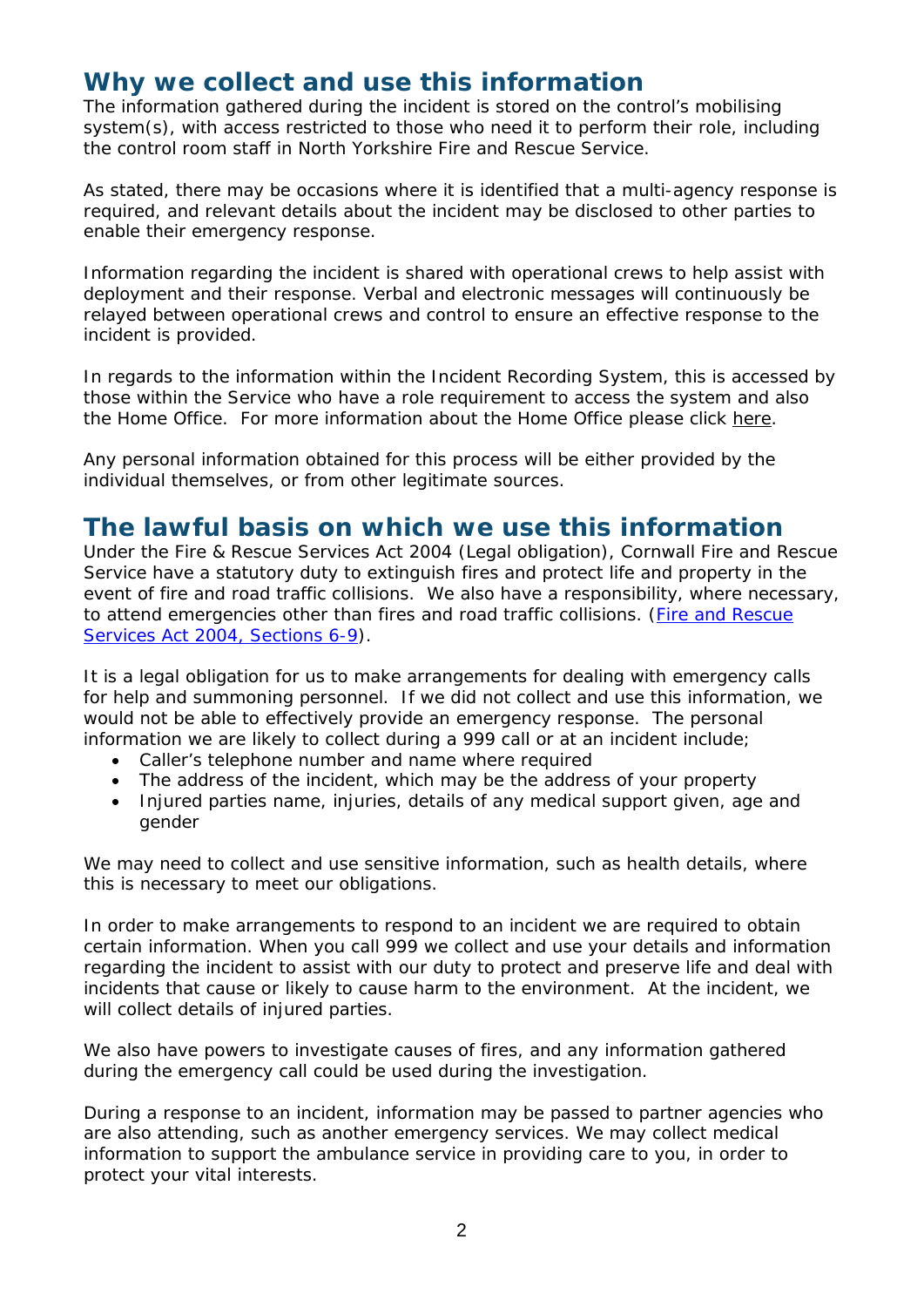## Why we collect and use this information

The information gathered during the incident is stored on the control's mobilising system(s), with access restricted to those who need it to perform their role, including the control room staff in North Yorkshire Fire and Rescue Service.

As stated, there may be occasions where it is identified that a multi-agency response is required, and relevant details about the incident may be disclosed to other parties to enable their emergency response.

Information regarding the incident is shared with operational crews to help assist with deployment and their response. Verbal and electronic messages will continuously be relayed between operational crews and control to ensure an effective response to the incident is provided.

In regards to the information within the Incident Recording System, this is accessed by those within the Service who have a role requirement to access the system and also the Home Office. For more information about the Home Office please click here.

Any personal information obtained for this process will be either provided by the individual themselves, or from other legitimate sources.

## The lawful basis on which we use this information

Under the Fire & Rescue Services Act 2004 (Legal obligation), Cornwall Fire and Rescue Service have a statutory duty to extinguish fires and protect life and property in the event of fire and road traffic collisions. We also have a responsibility, where necessary, to attend emergencies other than fires and road traffic collisions. (Fire and Rescue Services Act 2004, Sections 6-9).

It is a legal obligation for us to make arrangements for dealing with emergency calls for help and summoning personnel. If we did not collect and use this information, we would not be able to effectively provide an emergency response. The personal information we are likely to collect during a 999 call or at an incident include;

- Caller's telephone number and name where required
- The address of the incident, which may be the address of your property
- Injured parties name, injuries, details of any medical support given, age and gender

We may need to collect and use sensitive information, such as health details, where this is necessary to meet our obligations.

In order to make arrangements to respond to an incident we are required to obtain certain information. When you call 999 we collect and use your details and information regarding the incident to assist with our duty to protect and preserve life and deal with incidents that cause or likely to cause harm to the environment. At the incident, we will collect details of injured parties.

We also have powers to investigate causes of fires, and any information gathered during the emergency call could be used during the investigation.

During a response to an incident, information may be passed to partner agencies who are also attending, such as another emergency services. We may collect medical information to support the ambulance service in providing care to you, in order to protect your vital interests.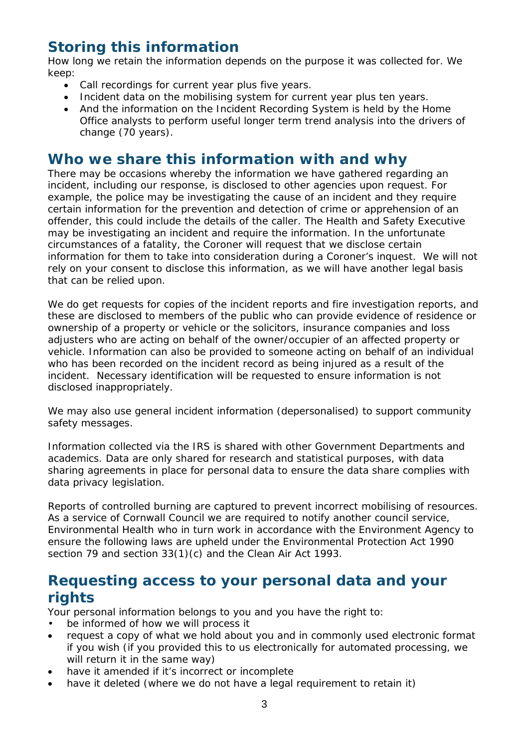## Storing this information

How long we retain the information depends on the purpose it was collected for. We keep:

- Call recordings for current year plus five years.
- Incident data on the mobilising system for current year plus ten years.
- And the information on the Incident Recording System is held by the Home Office analysts to perform useful longer term trend analysis into the drivers of change (70 years).

## Who we share this information with and why

There may be occasions whereby the information we have gathered regarding an incident, including our response, is disclosed to other agencies upon request. For example, the police may be investigating the cause of an incident and they require certain information for the prevention and detection of crime or apprehension of an offender, this could include the details of the caller. The Health and Safety Executive may be investigating an incident and require the information. In the unfortunate circumstances of a fatality, the Coroner will request that we disclose certain information for them to take into consideration during a Coroner's inquest. We will not rely on your consent to disclose this information, as we will have another legal basis that can be relied upon.

We do get requests for copies of the incident reports and fire investigation reports, and these are disclosed to members of the public who can provide evidence of residence or ownership of a property or vehicle or the solicitors, insurance companies and loss adjusters who are acting on behalf of the owner/occupier of an affected property or vehicle. Information can also be provided to someone acting on behalf of an individual who has been recorded on the incident record as being injured as a result of the incident. Necessary identification will be requested to ensure information is not disclosed inappropriately.

We may also use general incident information (depersonalised) to support community safety messages.

Information collected via the IRS is shared with other Government Departments and academics. Data are only shared for research and statistical purposes, with data sharing agreements in place for personal data to ensure the data share complies with data privacy legislation.

Reports of controlled burning are captured to prevent incorrect mobilising of resources. As a service of Cornwall Council we are required to notify another council service, Environmental Health who in turn work in accordance with the Environment Agency to ensure the following laws are upheld under the Environmental Protection Act 1990 section 79 and section 33(1)(c) and the Clean Air Act 1993.

## Requesting access to your personal data and your rights

Your personal information belongs to you and you have the right to:

- be informed of how we will process it
- request a copy of what we hold about you and in commonly used electronic format if you wish (if you provided this to us electronically for automated processing, we will return it in the same way)
- have it amended if it's incorrect or incomplete
- have it deleted (where we do not have a legal requirement to retain it)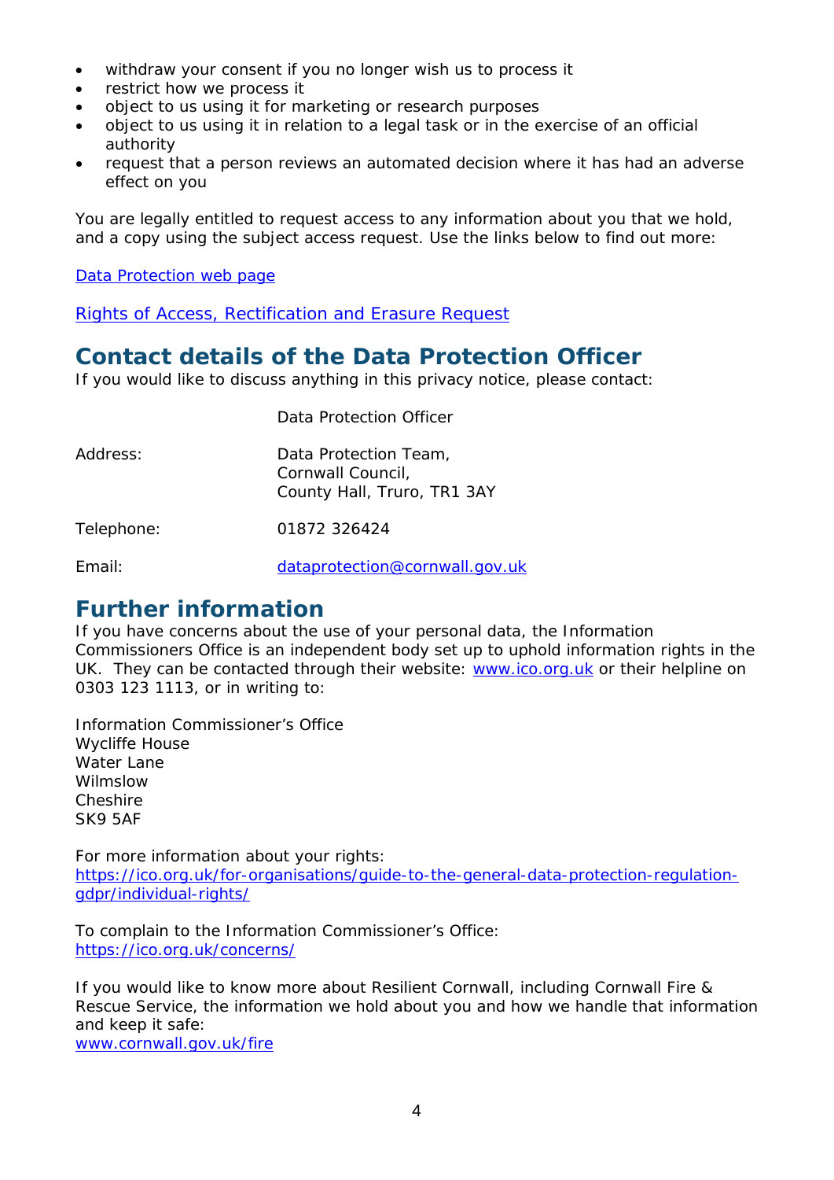- withdraw your consent if you no longer wish us to process it
- restrict how we process it
- object to us using it for marketing or research purposes
- object to us using it in relation to a legal task or in the exercise of an official authority
- request that a person reviews an automated decision where it has had an adverse effect on you

You are legally entitled to request access to any information about you that we hold, and a copy using the subject access request. Use the links below to find out more:

[Data Protection web page]

[Rights of Access, Rectification and Erasure Request]

## Contact details of the Data Protection Officer

If you would like to discuss anything in this privacy notice, please contact:

| | Data Protection Officer |
|---|---|
| Address: | Data Protection Team, Cornwall Council, County Hall, Truro, TR1 3AY |
| Telephone: | 01872 326424 |
| Email: | dataprotection@cornwall.gov.uk |

## Further information

If you have concerns about the use of your personal data, the Information Commissioners Office is an independent body set up to uphold information rights in the UK. They can be contacted through their website: www.ico.org.uk or their helpline on 0303 123 1113, or in writing to:

Information Commissioner's Office
Wycliffe House
Water Lane
Wilmslow
Cheshire
SK9 5AF

For more information about your rights:
https://ico.org.uk/for-organisations/guide-to-the-general-data-protection-regulation-gdpr/individual-rights/

To complain to the Information Commissioner's Office:
https://ico.org.uk/concerns/

If you would like to know more about Resilient Cornwall, including Cornwall Fire & Rescue Service, the information we hold about you and how we handle that information and keep it safe:
www.cornwall.gov.uk/fire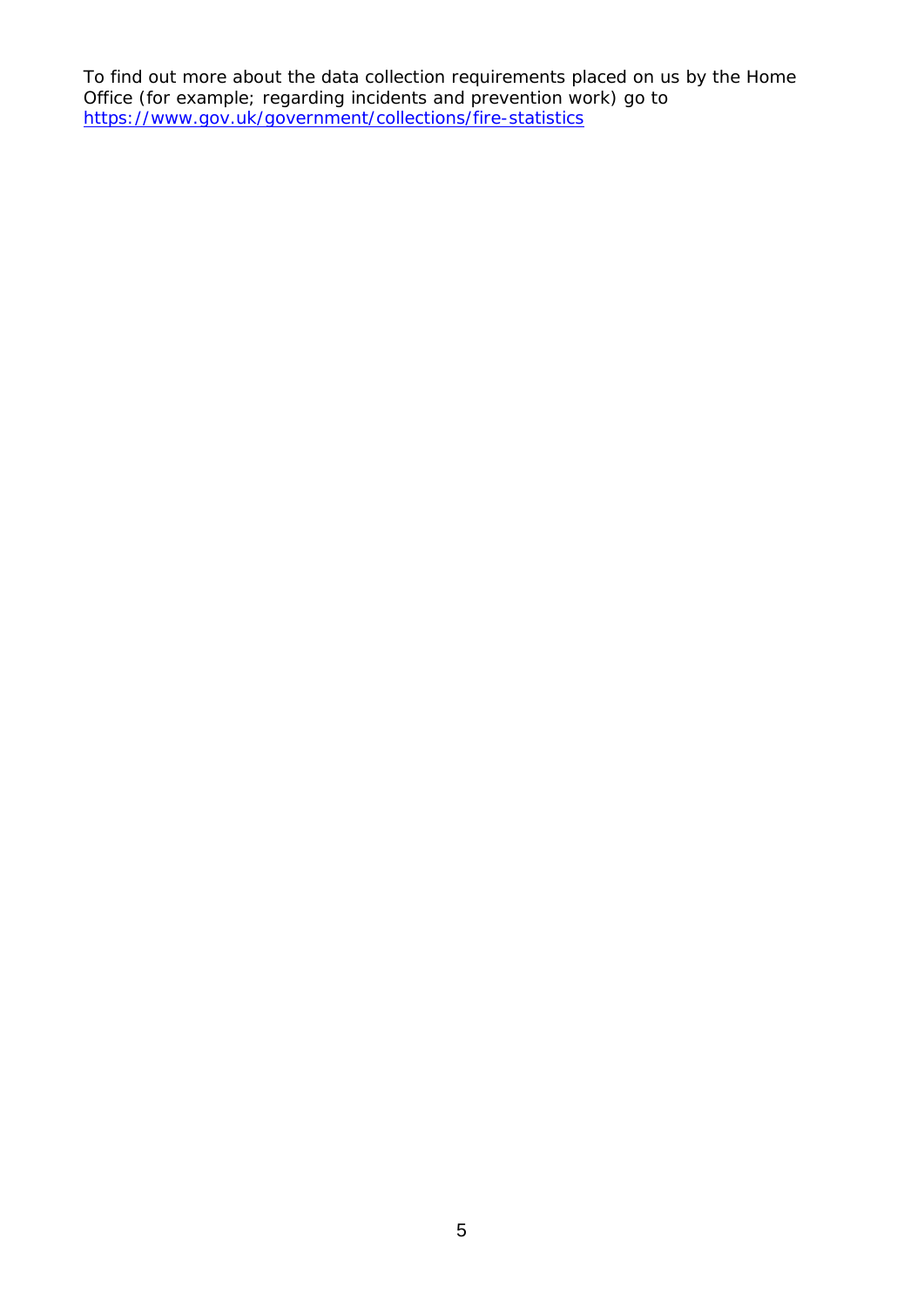To find out more about the data collection requirements placed on us by the Home Office (for example; regarding incidents and prevention work) go to https://www.gov.uk/government/collections/fire-statistics